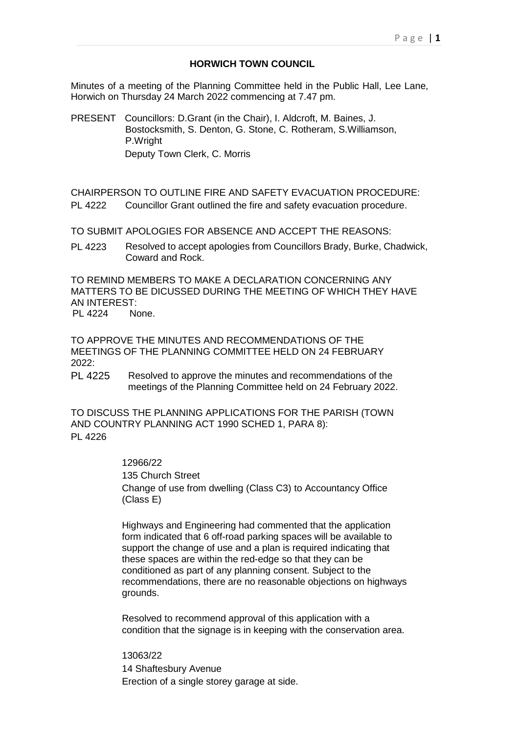# HORWICH TOWN COUNCIL

Minutes of a meeting of the Planning Committee held in the Public Hall, Lee Lane, Horwich on Thursday 24 March 2022 commencing at 7.47 pm.

PRESENT Councillors: D.Grant (in the Chair), I. Aldcroft, M. Baines, J. Bostocksmith, S. Denton, G. Stone, C. Rotheram, S.Williamson, P.Wright
Deputy Town Clerk, C. Morris

CHAIRPERSON TO OUTLINE FIRE AND SAFETY EVACUATION PROCEDURE:

PL 4222 Councillor Grant outlined the fire and safety evacuation procedure.

TO SUBMIT APOLOGIES FOR ABSENCE AND ACCEPT THE REASONS:

PL 4223 Resolved to accept apologies from Councillors Brady, Burke, Chadwick, Coward and Rock.

TO REMIND MEMBERS TO MAKE A DECLARATION CONCERNING ANY MATTERS TO BE DICUSSED DURING THE MEETING OF WHICH THEY HAVE AN INTEREST:

PL 4224 None.

TO APPROVE THE MINUTES AND RECOMMENDATIONS OF THE MEETINGS OF THE PLANNING COMMITTEE HELD ON 24 FEBRUARY 2022:

PL 4225 Resolved to approve the minutes and recommendations of the meetings of the Planning Committee held on 24 February 2022.

TO DISCUSS THE PLANNING APPLICATIONS FOR THE PARISH (TOWN AND COUNTRY PLANNING ACT 1990 SCHED 1, PARA 8):

PL 4226

12966/22
135 Church Street
Change of use from dwelling (Class C3) to Accountancy Office (Class E)

Highways and Engineering had commented that the application form indicated that 6 off-road parking spaces will be available to support the change of use and a plan is required indicating that these spaces are within the red-edge so that they can be conditioned as part of any planning consent. Subject to the recommendations, there are no reasonable objections on highways grounds.

Resolved to recommend approval of this application with a condition that the signage is in keeping with the conservation area.

13063/22
14 Shaftesbury Avenue
Erection of a single storey garage at side.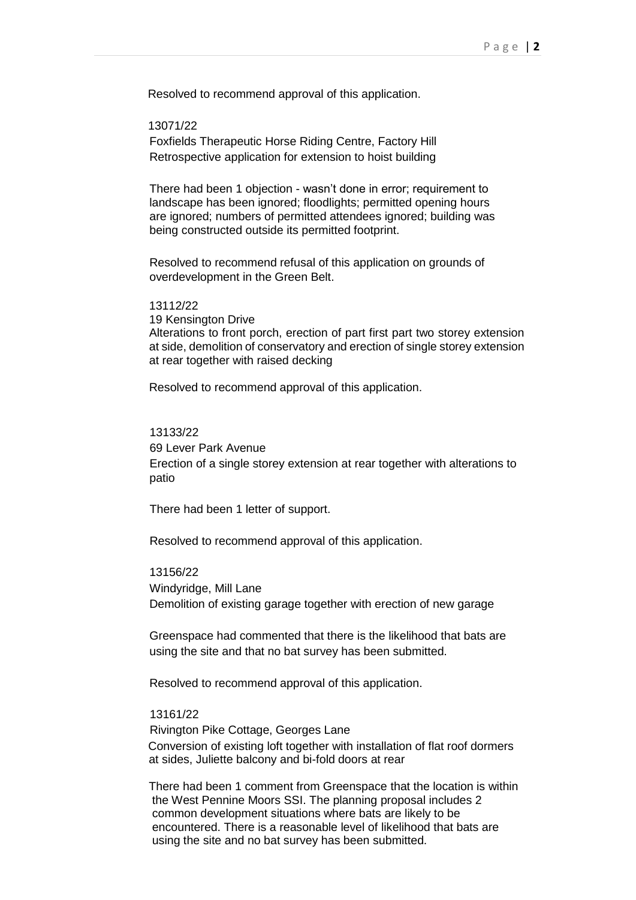Resolved to recommend approval of this application.

13071/22
Foxfields Therapeutic Horse Riding Centre, Factory Hill
Retrospective application for extension to hoist building

There had been 1 objection - wasn't done in error; requirement to landscape has been ignored; floodlights; permitted opening hours are ignored; numbers of permitted attendees ignored; building was being constructed outside its permitted footprint.

Resolved to recommend refusal of this application on grounds of overdevelopment in the Green Belt.

13112/22
19 Kensington Drive
Alterations to front porch, erection of part first part two storey extension at side, demolition of conservatory and erection of single storey extension at rear together with raised decking

Resolved to recommend approval of this application.

13133/22
69 Lever Park Avenue
Erection of a single storey extension at rear together with alterations to patio

There had been 1 letter of support.

Resolved to recommend approval of this application.

13156/22
Windyridge, Mill Lane
Demolition of existing garage together with erection of new garage

Greenspace had commented that there is the likelihood that bats are using the site and that no bat survey has been submitted.

Resolved to recommend approval of this application.

13161/22
Rivington Pike Cottage, Georges Lane
Conversion of existing loft together with installation of flat roof dormers at sides, Juliette balcony and bi-fold doors at rear

There had been 1 comment from Greenspace that the location is within the West Pennine Moors SSI. The planning proposal includes 2 common development situations where bats are likely to be encountered. There is a reasonable level of likelihood that bats are using the site and no bat survey has been submitted.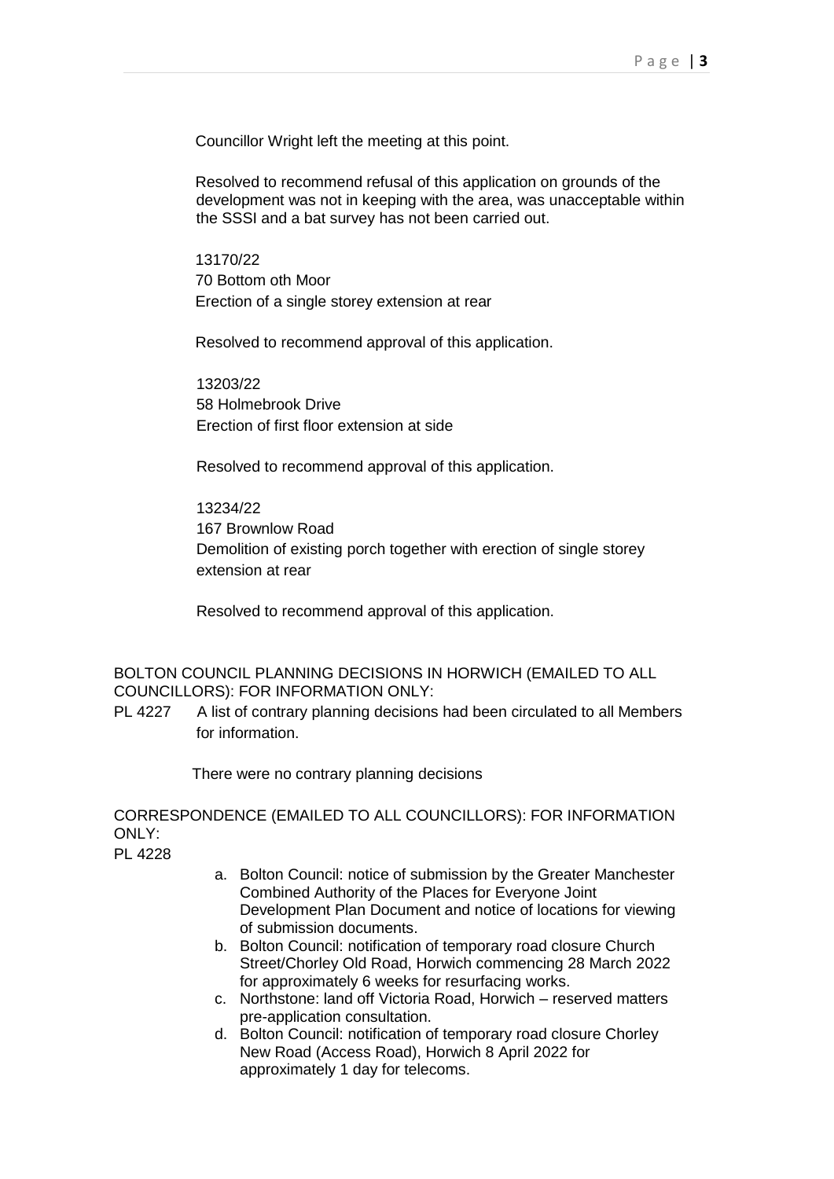Councillor Wright left the meeting at this point.

Resolved to recommend refusal of this application on grounds of the development was not in keeping with the area, was unacceptable within the SSSI and a bat survey has not been carried out.

13170/22
70 Bottom oth Moor
Erection of a single storey extension at rear

Resolved to recommend approval of this application.

13203/22
58 Holmebrook Drive
Erection of first floor extension at side

Resolved to recommend approval of this application.

13234/22
167 Brownlow Road
Demolition of existing porch together with erection of single storey extension at rear

Resolved to recommend approval of this application.

BOLTON COUNCIL PLANNING DECISIONS IN HORWICH (EMAILED TO ALL COUNCILLORS): FOR INFORMATION ONLY:

PL 4227 A list of contrary planning decisions had been circulated to all Members for information.

There were no contrary planning decisions

CORRESPONDENCE (EMAILED TO ALL COUNCILLORS): FOR INFORMATION ONLY:

PL 4228

a. Bolton Council: notice of submission by the Greater Manchester Combined Authority of the Places for Everyone Joint Development Plan Document and notice of locations for viewing of submission documents.
b. Bolton Council: notification of temporary road closure Church Street/Chorley Old Road, Horwich commencing 28 March 2022 for approximately 6 weeks for resurfacing works.
c. Northstone: land off Victoria Road, Horwich – reserved matters pre-application consultation.
d. Bolton Council: notification of temporary road closure Chorley New Road (Access Road), Horwich 8 April 2022 for approximately 1 day for telecoms.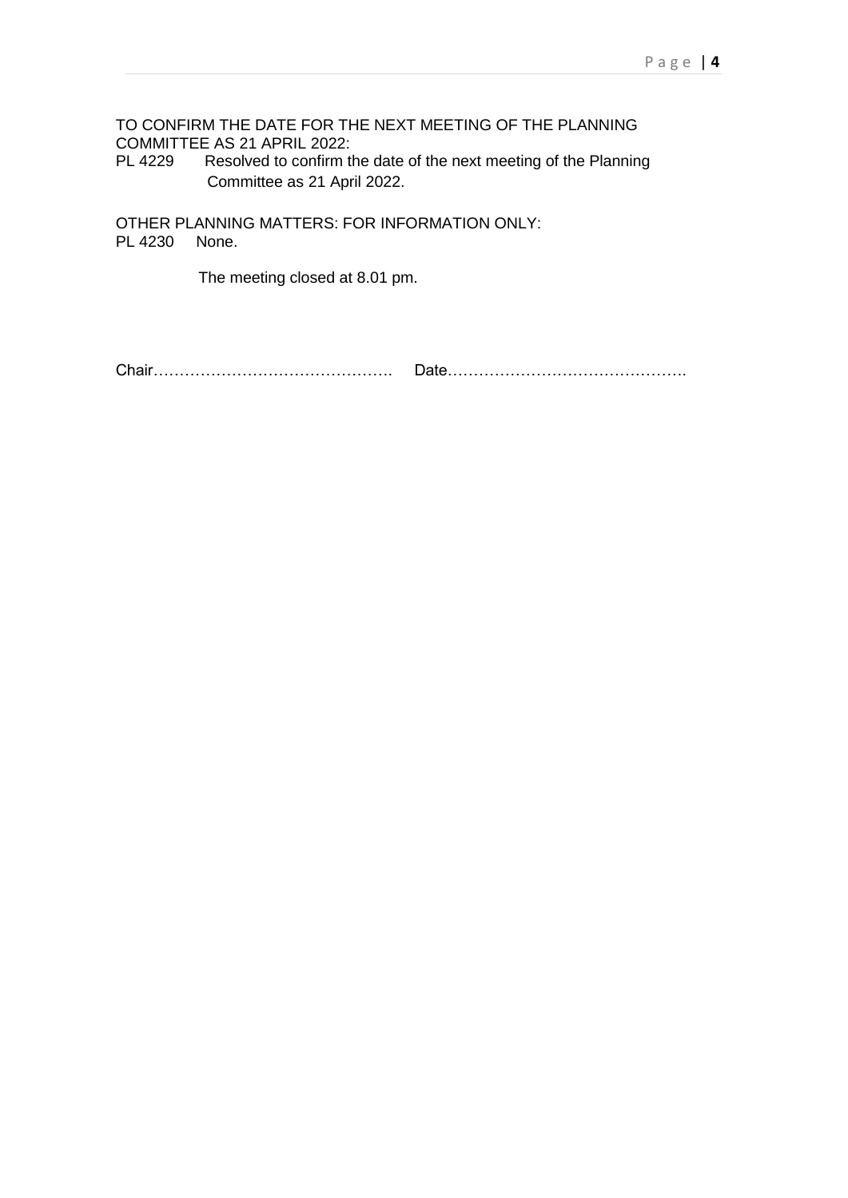TO CONFIRM THE DATE FOR THE NEXT MEETING OF THE PLANNING COMMITTEE AS 21 APRIL 2022:

PL 4229 Resolved to confirm the date of the next meeting of the Planning Committee as 21 April 2022.

OTHER PLANNING MATTERS: FOR INFORMATION ONLY:

PL 4230 None.

The meeting closed at 8.01 pm.

Chair………………………………………. Date……………………………………….